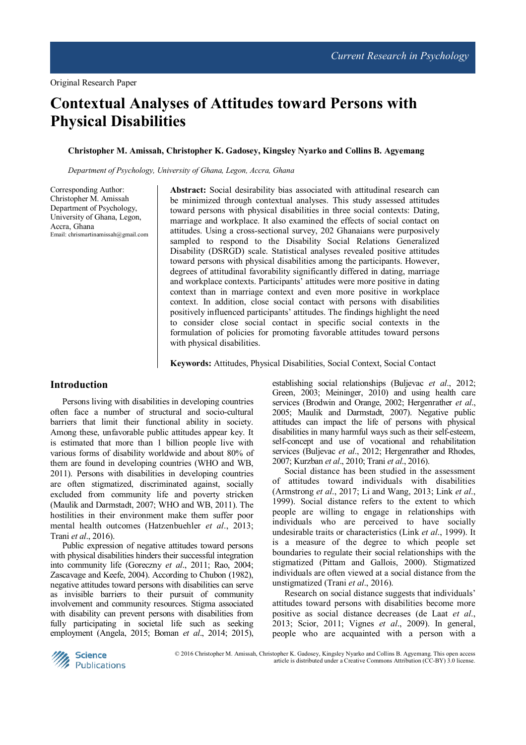Original Research Paper

# Contextual Analyses of Attitudes toward Persons with Physical Disabilities

**Christopher M. Amissah, Christopher K. Gadosey, Kingsley Nyarko and Collins B. Agyemang**

*Department of Psychology, University of Ghana, Legon, Accra, Ghana*

Corresponding Author:
Christopher M. Amissah
Department of Psychology,
University of Ghana, Legon,
Accra, Ghana
Email: chrismartinamissah@gmail.com

**Abstract:** Social desirability bias associated with attitudinal research can be minimized through contextual analyses. This study assessed attitudes toward persons with physical disabilities in three social contexts: Dating, marriage and workplace. It also examined the effects of social contact on attitudes. Using a cross-sectional survey, 202 Ghanaians were purposively sampled to respond to the Disability Social Relations Generalized Disability (DSRGD) scale. Statistical analyses revealed positive attitudes toward persons with physical disabilities among the participants. However, degrees of attitudinal favorability significantly differed in dating, marriage and workplace contexts. Participants' attitudes were more positive in dating context than in marriage context and even more positive in workplace context. In addition, close social contact with persons with disabilities positively influenced participants' attitudes. The findings highlight the need to consider close social contact in specific social contexts in the formulation of policies for promoting favorable attitudes toward persons with physical disabilities.

**Keywords:** Attitudes, Physical Disabilities, Social Context, Social Contact

## Introduction

Persons living with disabilities in developing countries often face a number of structural and socio-cultural barriers that limit their functional ability in society. Among these, unfavorable public attitudes appear key. It is estimated that more than 1 billion people live with various forms of disability worldwide and about 80% of them are found in developing countries (WHO and WB, 2011). Persons with disabilities in developing countries are often stigmatized, discriminated against, socially excluded from community life and poverty stricken (Maulik and Darmstadt, 2007; WHO and WB, 2011). The hostilities in their environment make them suffer poor mental health outcomes (Hatzenbuehler *et al*., 2013; Trani *et al*., 2016).

Public expression of negative attitudes toward persons with physical disabilities hinders their successful integration into community life (Goreczny *et al*., 2011; Rao, 2004; Zascavage and Keefe, 2004). According to Chubon (1982), negative attitudes toward persons with disabilities can serve as invisible barriers to their pursuit of community involvement and community resources. Stigma associated with disability can prevent persons with disabilities from fully participating in societal life such as seeking employment (Angela, 2015; Boman *et al*., 2014; 2015), establishing social relationships (Buljevac *et al*., 2012; Green, 2003; Meininger, 2010) and using health care services (Brodwin and Orange, 2002; Hergenrather *et al*., 2005; Maulik and Darmstadt, 2007). Negative public attitudes can impact the life of persons with physical disabilities in many harmful ways such as their self-esteem, self-concept and use of vocational and rehabilitation services (Buljevac *et al*., 2012; Hergenrather and Rhodes, 2007; Kurzban *et al*., 2010; Trani *et al*., 2016).

Social distance has been studied in the assessment of attitudes toward individuals with disabilities (Armstrong *et al*., 2017; Li and Wang, 2013; Link *et al*., 1999). Social distance refers to the extent to which people are willing to engage in relationships with individuals who are perceived to have socially undesirable traits or characteristics (Link *et al*., 1999). It is a measure of the degree to which people set boundaries to regulate their social relationships with the stigmatized (Pittam and Gallois, 2000). Stigmatized individuals are often viewed at a social distance from the unstigmatized (Trani *et al*., 2016).

Research on social distance suggests that individuals' attitudes toward persons with disabilities become more positive as social distance decreases (de Laat *et al*., 2013; Scior, 2011; Vignes *et al*., 2009). In general, people who are acquainted with a person with a

© 2016 Christopher M. Amissah, Christopher K. Gadosey, Kingsley Nyarko and Collins B. Agyemang. This open access article is distributed under a Creative Commons Attribution (CC-BY) 3.0 license.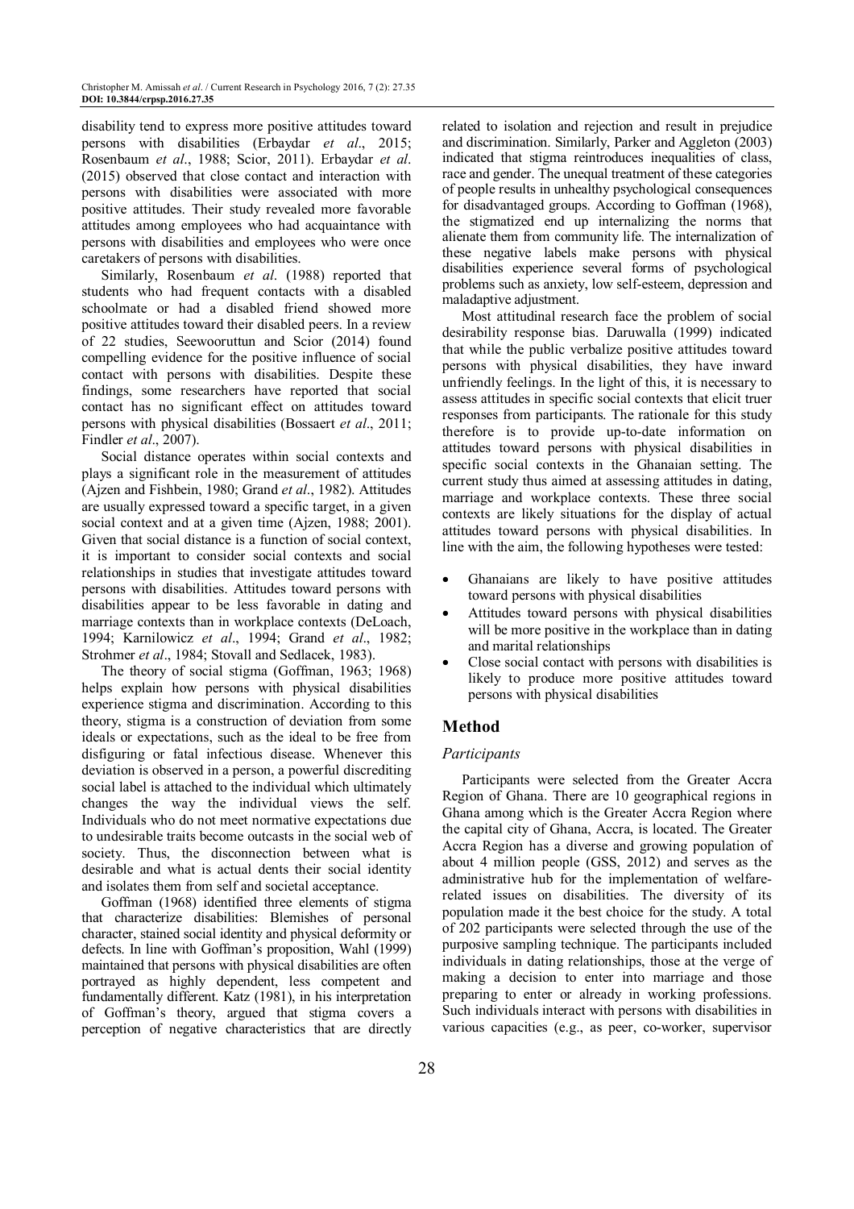disability tend to express more positive attitudes toward persons with disabilities (Erbaydar *et al*., 2015; Rosenbaum *et al*., 1988; Scior, 2011). Erbaydar *et al*. (2015) observed that close contact and interaction with persons with disabilities were associated with more positive attitudes. Their study revealed more favorable attitudes among employees who had acquaintance with persons with disabilities and employees who were once caretakers of persons with disabilities.

Similarly, Rosenbaum *et al*. (1988) reported that students who had frequent contacts with a disabled schoolmate or had a disabled friend showed more positive attitudes toward their disabled peers. In a review of 22 studies, Seewooruttun and Scior (2014) found compelling evidence for the positive influence of social contact with persons with disabilities. Despite these findings, some researchers have reported that social contact has no significant effect on attitudes toward persons with physical disabilities (Bossaert *et al*., 2011; Findler *et al*., 2007).

Social distance operates within social contexts and plays a significant role in the measurement of attitudes (Ajzen and Fishbein, 1980; Grand *et al*., 1982). Attitudes are usually expressed toward a specific target, in a given social context and at a given time (Ajzen, 1988; 2001). Given that social distance is a function of social context, it is important to consider social contexts and social relationships in studies that investigate attitudes toward persons with disabilities. Attitudes toward persons with disabilities appear to be less favorable in dating and marriage contexts than in workplace contexts (DeLoach, 1994; Karnilowicz *et al*., 1994; Grand *et al*., 1982; Strohmer *et al*., 1984; Stovall and Sedlacek, 1983).

The theory of social stigma (Goffman, 1963; 1968) helps explain how persons with physical disabilities experience stigma and discrimination. According to this theory, stigma is a construction of deviation from some ideals or expectations, such as the ideal to be free from disfiguring or fatal infectious disease. Whenever this deviation is observed in a person, a powerful discrediting social label is attached to the individual which ultimately changes the way the individual views the self. Individuals who do not meet normative expectations due to undesirable traits become outcasts in the social web of society. Thus, the disconnection between what is desirable and what is actual dents their social identity and isolates them from self and societal acceptance.

Goffman (1968) identified three elements of stigma that characterize disabilities: Blemishes of personal character, stained social identity and physical deformity or defects. In line with Goffman's proposition, Wahl (1999) maintained that persons with physical disabilities are often portrayed as highly dependent, less competent and fundamentally different. Katz (1981), in his interpretation of Goffman's theory, argued that stigma covers a perception of negative characteristics that are directly related to isolation and rejection and result in prejudice and discrimination. Similarly, Parker and Aggleton (2003) indicated that stigma reintroduces inequalities of class, race and gender. The unequal treatment of these categories of people results in unhealthy psychological consequences for disadvantaged groups. According to Goffman (1968), the stigmatized end up internalizing the norms that alienate them from community life. The internalization of these negative labels make persons with physical disabilities experience several forms of psychological problems such as anxiety, low self-esteem, depression and maladaptive adjustment.

Most attitudinal research face the problem of social desirability response bias. Daruwalla (1999) indicated that while the public verbalize positive attitudes toward persons with physical disabilities, they have inward unfriendly feelings. In the light of this, it is necessary to assess attitudes in specific social contexts that elicit truer responses from participants. The rationale for this study therefore is to provide up-to-date information on attitudes toward persons with physical disabilities in specific social contexts in the Ghanaian setting. The current study thus aimed at assessing attitudes in dating, marriage and workplace contexts. These three social contexts are likely situations for the display of actual attitudes toward persons with physical disabilities. In line with the aim, the following hypotheses were tested:

- Ghanaians are likely to have positive attitudes toward persons with physical disabilities
- Attitudes toward persons with physical disabilities will be more positive in the workplace than in dating and marital relationships
- Close social contact with persons with disabilities is likely to produce more positive attitudes toward persons with physical disabilities

## Method

### *Participants*

Participants were selected from the Greater Accra Region of Ghana. There are 10 geographical regions in Ghana among which is the Greater Accra Region where the capital city of Ghana, Accra, is located. The Greater Accra Region has a diverse and growing population of about 4 million people (GSS, 2012) and serves as the administrative hub for the implementation of welfare-related issues on disabilities. The diversity of its population made it the best choice for the study. A total of 202 participants were selected through the use of the purposive sampling technique. The participants included individuals in dating relationships, those at the verge of making a decision to enter into marriage and those preparing to enter or already in working professions. Such individuals interact with persons with disabilities in various capacities (e.g., as peer, co-worker, supervisor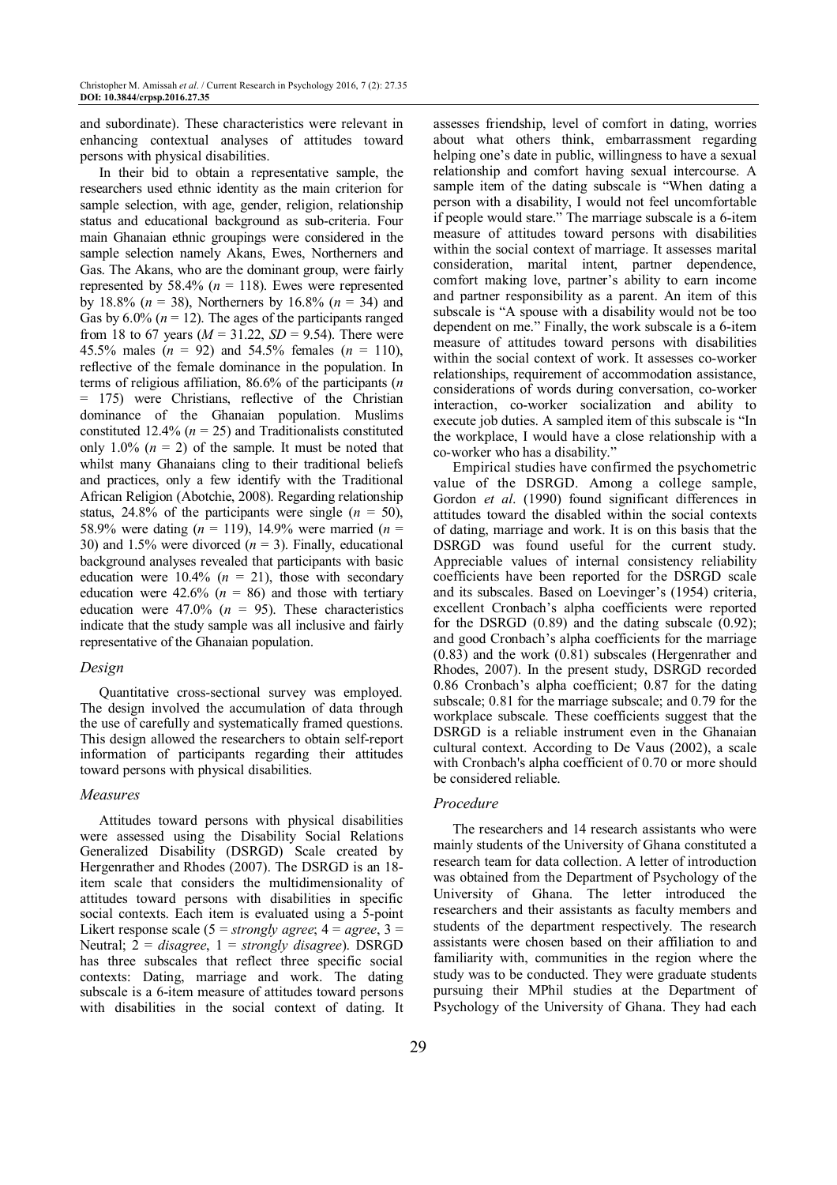and subordinate). These characteristics were relevant in enhancing contextual analyses of attitudes toward persons with physical disabilities.

In their bid to obtain a representative sample, the researchers used ethnic identity as the main criterion for sample selection, with age, gender, religion, relationship status and educational background as sub-criteria. Four main Ghanaian ethnic groupings were considered in the sample selection namely Akans, Ewes, Northerners and Gas. The Akans, who are the dominant group, were fairly represented by 58.4% ($n$ = 118). Ewes were represented by 18.8% ($n$ = 38), Northerners by 16.8% ($n$ = 34) and Gas by 6.0% ($n$ = 12). The ages of the participants ranged from 18 to 67 years ($M$ = 31.22, $SD$ = 9.54). There were 45.5% males ($n$ = 92) and 54.5% females ($n$ = 110), reflective of the female dominance in the population. In terms of religious affiliation, 86.6% of the participants ($n$ = 175) were Christians, reflective of the Christian dominance of the Ghanaian population. Muslims constituted 12.4% ($n$ = 25) and Traditionalists constituted only 1.0% ($n$ = 2) of the sample. It must be noted that whilst many Ghanaians cling to their traditional beliefs and practices, only a few identify with the Traditional African Religion (Abotchie, 2008). Regarding relationship status, 24.8% of the participants were single ($n$ = 50), 58.9% were dating ($n$ = 119), 14.9% were married ($n$ = 30) and 1.5% were divorced ($n$ = 3). Finally, educational background analyses revealed that participants with basic education were 10.4% ($n$ = 21), those with secondary education were 42.6% ($n$ = 86) and those with tertiary education were 47.0% ($n$ = 95). These characteristics indicate that the study sample was all inclusive and fairly representative of the Ghanaian population.

### *Design*

Quantitative cross-sectional survey was employed. The design involved the accumulation of data through the use of carefully and systematically framed questions. This design allowed the researchers to obtain self-report information of participants regarding their attitudes toward persons with physical disabilities.

### *Measures*

Attitudes toward persons with physical disabilities were assessed using the Disability Social Relations Generalized Disability (DSRGD) Scale created by Hergenrather and Rhodes (2007). The DSRGD is an 18-item scale that considers the multidimensionality of attitudes toward persons with disabilities in specific social contexts. Each item is evaluated using a 5-point Likert response scale (5 = *strongly agree*; 4 = *agree*, 3 = Neutral; 2 = *disagree*, 1 = *strongly disagree*). DSRGD has three subscales that reflect three specific social contexts: Dating, marriage and work. The dating subscale is a 6-item measure of attitudes toward persons with disabilities in the social context of dating. It assesses friendship, level of comfort in dating, worries about what others think, embarrassment regarding helping one's date in public, willingness to have a sexual relationship and comfort having sexual intercourse. A sample item of the dating subscale is "When dating a person with a disability, I would not feel uncomfortable if people would stare." The marriage subscale is a 6-item measure of attitudes toward persons with disabilities within the social context of marriage. It assesses marital consideration, marital intent, partner dependence, comfort making love, partner's ability to earn income and partner responsibility as a parent. An item of this subscale is "A spouse with a disability would not be too dependent on me." Finally, the work subscale is a 6-item measure of attitudes toward persons with disabilities within the social context of work. It assesses co-worker relationships, requirement of accommodation assistance, considerations of words during conversation, co-worker interaction, co-worker socialization and ability to execute job duties. A sampled item of this subscale is "In the workplace, I would have a close relationship with a co-worker who has a disability."

Empirical studies have confirmed the psychometric value of the DSRGD. Among a college sample, Gordon *et al*. (1990) found significant differences in attitudes toward the disabled within the social contexts of dating, marriage and work. It is on this basis that the DSRGD was found useful for the current study. Appreciable values of internal consistency reliability coefficients have been reported for the DSRGD scale and its subscales. Based on Loevinger's (1954) criteria, excellent Cronbach's alpha coefficients were reported for the DSRGD (0.89) and the dating subscale (0.92); and good Cronbach's alpha coefficients for the marriage (0.83) and the work (0.81) subscales (Hergenrather and Rhodes, 2007). In the present study, DSRGD recorded 0.86 Cronbach's alpha coefficient; 0.87 for the dating subscale; 0.81 for the marriage subscale; and 0.79 for the workplace subscale. These coefficients suggest that the DSRGD is a reliable instrument even in the Ghanaian cultural context. According to De Vaus (2002), a scale with Cronbach's alpha coefficient of 0.70 or more should be considered reliable.

### *Procedure*

The researchers and 14 research assistants who were mainly students of the University of Ghana constituted a research team for data collection. A letter of introduction was obtained from the Department of Psychology of the University of Ghana. The letter introduced the researchers and their assistants as faculty members and students of the department respectively. The research assistants were chosen based on their affiliation to and familiarity with, communities in the region where the study was to be conducted. They were graduate students pursuing their MPhil studies at the Department of Psychology of the University of Ghana. They had each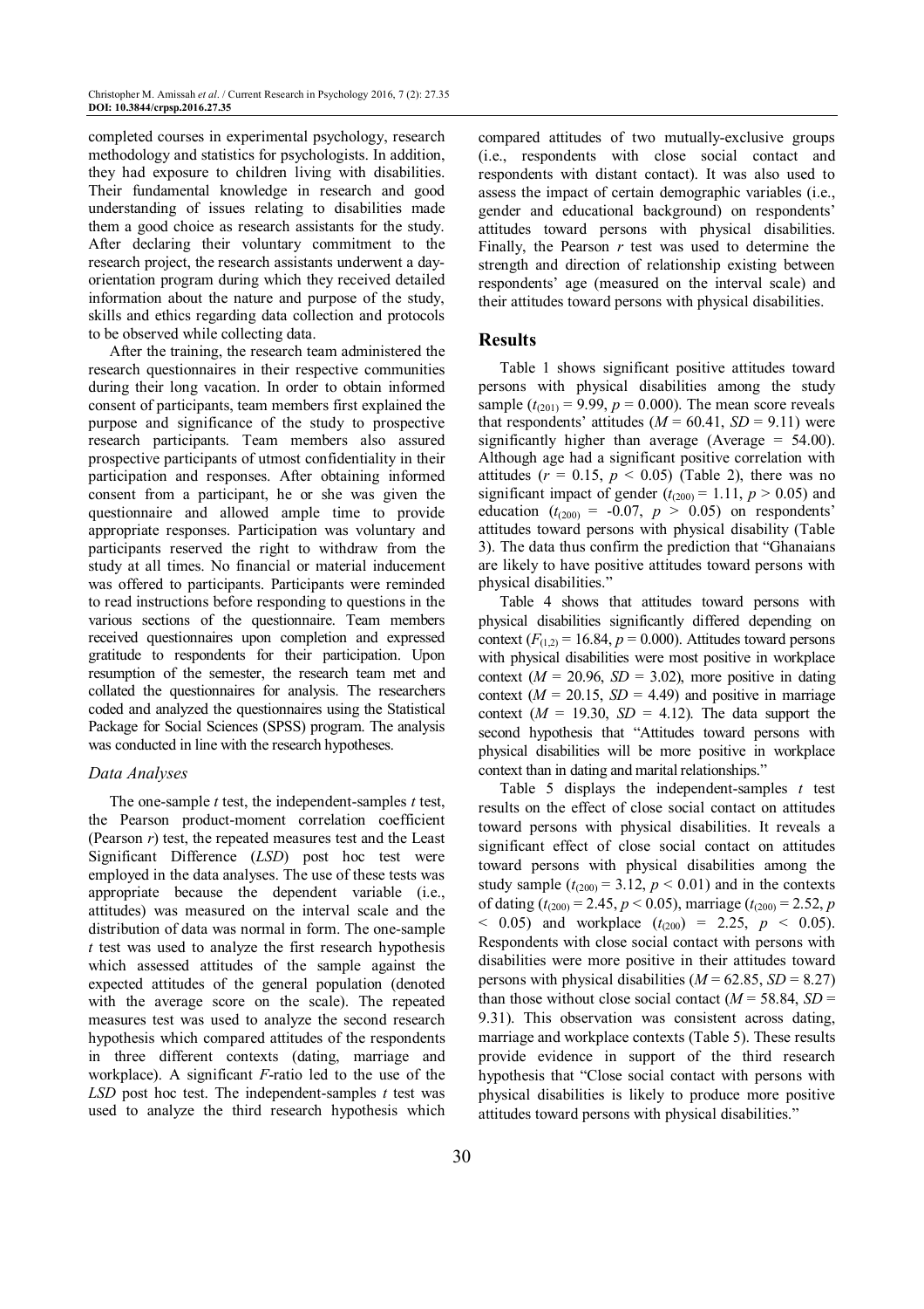completed courses in experimental psychology, research methodology and statistics for psychologists. In addition, they had exposure to children living with disabilities. Their fundamental knowledge in research and good understanding of issues relating to disabilities made them a good choice as research assistants for the study. After declaring their voluntary commitment to the research project, the research assistants underwent a day-orientation program during which they received detailed information about the nature and purpose of the study, skills and ethics regarding data collection and protocols to be observed while collecting data.

After the training, the research team administered the research questionnaires in their respective communities during their long vacation. In order to obtain informed consent of participants, team members first explained the purpose and significance of the study to prospective research participants. Team members also assured prospective participants of utmost confidentiality in their participation and responses. After obtaining informed consent from a participant, he or she was given the questionnaire and allowed ample time to provide appropriate responses. Participation was voluntary and participants reserved the right to withdraw from the study at all times. No financial or material inducement was offered to participants. Participants were reminded to read instructions before responding to questions in the various sections of the questionnaire. Team members received questionnaires upon completion and expressed gratitude to respondents for their participation. Upon resumption of the semester, the research team met and collated the questionnaires for analysis. The researchers coded and analyzed the questionnaires using the Statistical Package for Social Sciences (SPSS) program. The analysis was conducted in line with the research hypotheses.

### *Data Analyses*

The one-sample *t* test, the independent-samples *t* test, the Pearson product-moment correlation coefficient (Pearson *r*) test, the repeated measures test and the Least Significant Difference (*LSD*) post hoc test were employed in the data analyses. The use of these tests was appropriate because the dependent variable (i.e., attitudes) was measured on the interval scale and the distribution of data was normal in form. The one-sample *t* test was used to analyze the first research hypothesis which assessed attitudes of the sample against the expected attitudes of the general population (denoted with the average score on the scale). The repeated measures test was used to analyze the second research hypothesis which compared attitudes of the respondents in three different contexts (dating, marriage and workplace). A significant *F*-ratio led to the use of the *LSD* post hoc test. The independent-samples *t* test was used to analyze the third research hypothesis which compared attitudes of two mutually-exclusive groups (i.e., respondents with close social contact and respondents with distant contact). It was also used to assess the impact of certain demographic variables (i.e., gender and educational background) on respondents' attitudes toward persons with physical disabilities. Finally, the Pearson *r* test was used to determine the strength and direction of relationship existing between respondents' age (measured on the interval scale) and their attitudes toward persons with physical disabilities.

## Results

Table 1 shows significant positive attitudes toward persons with physical disabilities among the study sample ($t_{(201)} = 9.99$, $p = 0.000$). The mean score reveals that respondents' attitudes ($M = 60.41$, $SD = 9.11$) were significantly higher than average (Average = 54.00). Although age had a significant positive correlation with attitudes ($r = 0.15$, $p < 0.05$) (Table 2), there was no significant impact of gender ($t_{(200)} = 1.11$, $p > 0.05$) and education ($t_{(200)} = -0.07$, $p > 0.05$) on respondents' attitudes toward persons with physical disability (Table 3). The data thus confirm the prediction that "Ghanaians are likely to have positive attitudes toward persons with physical disabilities."

Table 4 shows that attitudes toward persons with physical disabilities significantly differed depending on context ($F_{(1,2)} = 16.84$, $p = 0.000$). Attitudes toward persons with physical disabilities were most positive in workplace context ($M = 20.96$, $SD = 3.02$), more positive in dating context ($M = 20.15$, $SD = 4.49$) and positive in marriage context ($M = 19.30$, $SD = 4.12$). The data support the second hypothesis that "Attitudes toward persons with physical disabilities will be more positive in workplace context than in dating and marital relationships."

Table 5 displays the independent-samples *t* test results on the effect of close social contact on attitudes toward persons with physical disabilities. It reveals a significant effect of close social contact on attitudes toward persons with physical disabilities among the study sample ($t_{(200)} = 3.12$, $p < 0.01$) and in the contexts of dating ($t_{(200)} = 2.45$, $p < 0.05$), marriage ($t_{(200)} = 2.52$, $p < 0.05$) and workplace ($t_{(200)} = 2.25$, $p < 0.05$). Respondents with close social contact with persons with disabilities were more positive in their attitudes toward persons with physical disabilities ($M = 62.85$, $SD = 8.27$) than those without close social contact ($M = 58.84$, $SD = 9.31$). This observation was consistent across dating, marriage and workplace contexts (Table 5). These results provide evidence in support of the third research hypothesis that "Close social contact with persons with physical disabilities is likely to produce more positive attitudes toward persons with physical disabilities."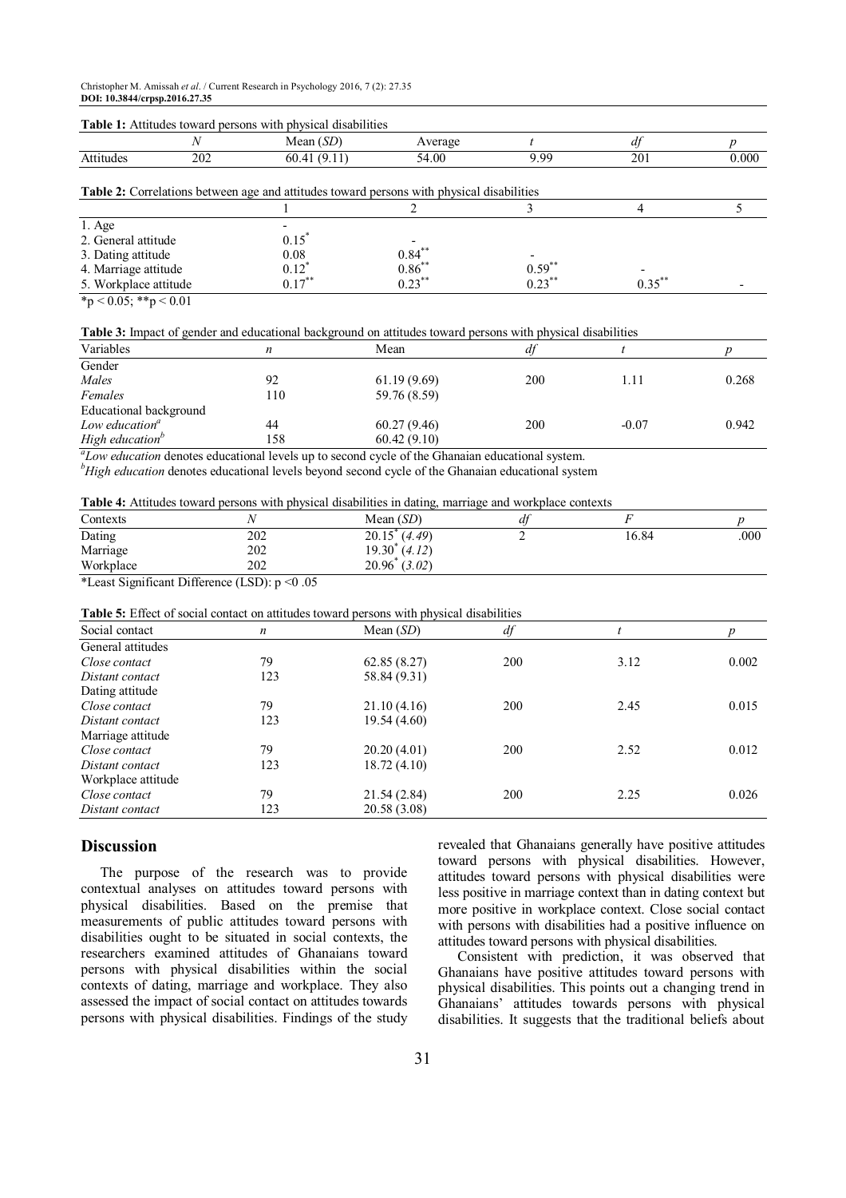**Table 1:** Attitudes toward persons with physical disabilities

| | *N* | Mean (*SD*) | Average | *t* | *df* | *p* |
|---|---|---|---|---|---|---|
| Attitudes | 202 | 60.41 (9.11) | 54.00 | 9.99 | 201 | 0.000 |

**Table 2:** Correlations between age and attitudes toward persons with physical disabilities

| | 1 | 2 | 3 | 4 | 5 |
|---|---|---|---|---|---|
| 1. Age | - | | | | |
| 2. General attitude | $0.15^{*}$ | - | | | |
| 3. Dating attitude | 0.08 | $0.84^{**}$ | - | | |
| 4. Marriage attitude | $0.12^{*}$ | $0.86^{**}$ | $0.59^{**}$ | - | |
| 5. Workplace attitude | $0.17^{**}$ | $0.23^{**}$ | $0.23^{**}$ | $0.35^{**}$ | - |

$^{*}p < 0.05$; $^{**}p < 0.01$

**Table 3:** Impact of gender and educational background on attitudes toward persons with physical disabilities

| Variables | *n* | Mean | *df* | *t* | *p* |
|---|---|---|---|---|---|
| Gender | | | | | |
| *Males* | 92 | 61.19 (9.69) | 200 | 1.11 | 0.268 |
| *Females* | 110 | 59.76 (8.59) | | | |
| Educational background | | | | | |
| *Low education*[a] | 44 | 60.27 (9.46) | 200 | -0.07 | 0.942 |
| *High education*[b] | 158 | 60.42 (9.10) | | | |

[a]*Low education* denotes educational levels up to second cycle of the Ghanaian educational system.
[b]*High education* denotes educational levels beyond second cycle of the Ghanaian educational system

**Table 4:** Attitudes toward persons with physical disabilities in dating, marriage and workplace contexts

| Contexts | *N* | Mean (*SD*) | *df* | *F* | *p* |
|---|---|---|---|---|---|
| Dating | 202 | $20.15^{*}$ (*4.49*) | 2 | 16.84 | .000 |
| Marriage | 202 | $19.30^{*}$ (*4.12*) | | | |
| Workplace | 202 | $20.96^{*}$ (*3.02*) | | | |

*Least Significant Difference (LSD): $p < 0.05$

**Table 5:** Effect of social contact on attitudes toward persons with physical disabilities

| Social contact | *n* | Mean (*SD*) | *df* | *t* | *p* |
|---|---|---|---|---|---|
| General attitudes | | | | | |
| *Close contact* | 79 | 62.85 (8.27) | 200 | 3.12 | 0.002 |
| *Distant contact* | 123 | 58.84 (9.31) | | | |
| Dating attitude | | | | | |
| *Close contact* | 79 | 21.10 (4.16) | 200 | 2.45 | 0.015 |
| *Distant contact* | 123 | 19.54 (4.60) | | | |
| Marriage attitude | | | | | |
| *Close contact* | 79 | 20.20 (4.01) | 200 | 2.52 | 0.012 |
| *Distant contact* | 123 | 18.72 (4.10) | | | |
| Workplace attitude | | | | | |
| *Close contact* | 79 | 21.54 (2.84) | 200 | 2.25 | 0.026 |
| *Distant contact* | 123 | 20.58 (3.08) | | | |

## Discussion

The purpose of the research was to provide contextual analyses on attitudes toward persons with physical disabilities. Based on the premise that measurements of public attitudes toward persons with disabilities ought to be situated in social contexts, the researchers examined attitudes of Ghanaians toward persons with physical disabilities within the social contexts of dating, marriage and workplace. They also assessed the impact of social contact on attitudes towards persons with physical disabilities. Findings of the study revealed that Ghanaians generally have positive attitudes toward persons with physical disabilities. However, attitudes toward persons with physical disabilities were less positive in marriage context than in dating context but more positive in workplace context. Close social contact with persons with disabilities had a positive influence on attitudes toward persons with physical disabilities.

Consistent with prediction, it was observed that Ghanaians have positive attitudes toward persons with physical disabilities. This points out a changing trend in Ghanaians' attitudes towards persons with physical disabilities. It suggests that the traditional beliefs about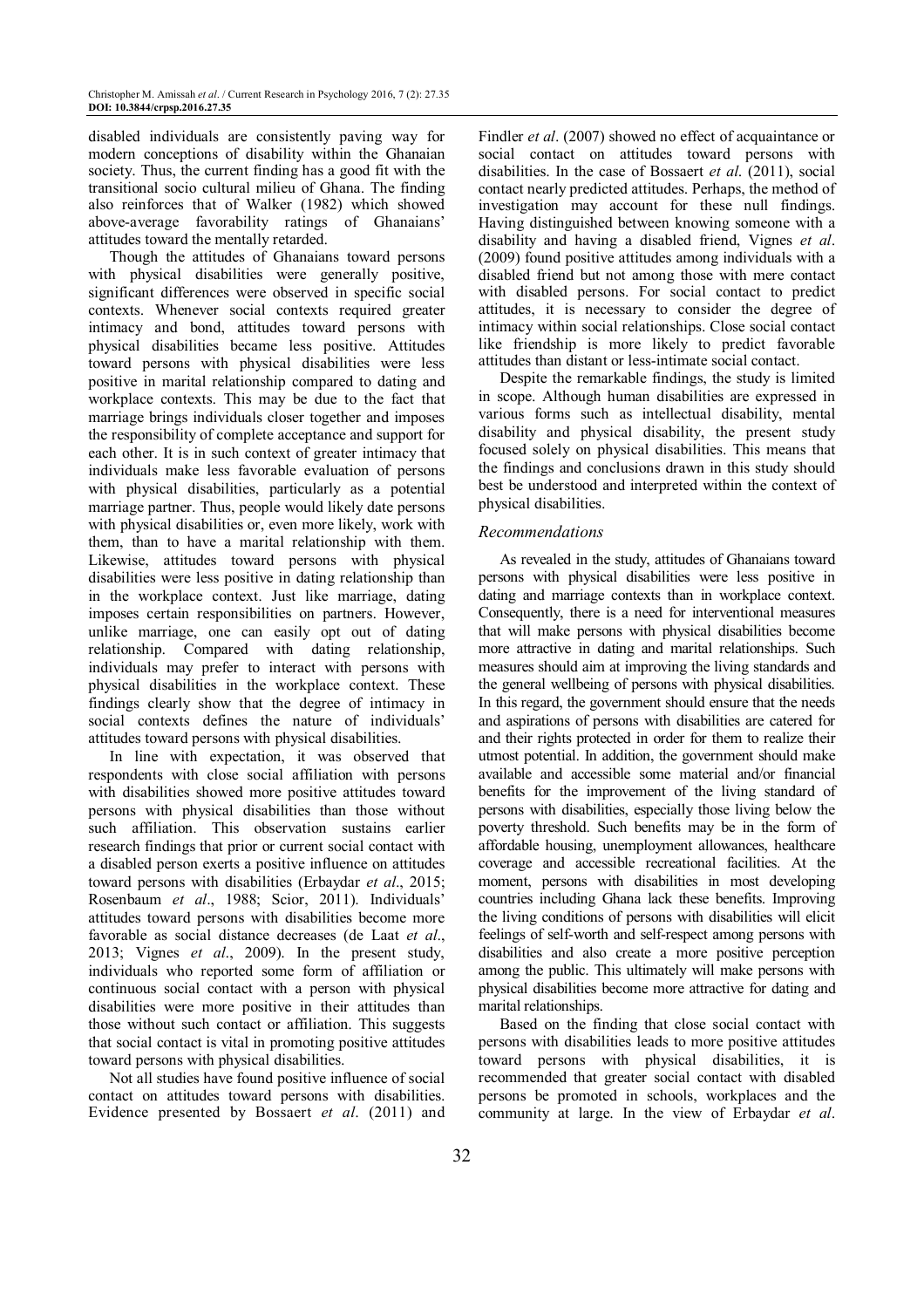disabled individuals are consistently paving way for modern conceptions of disability within the Ghanaian society. Thus, the current finding has a good fit with the transitional socio cultural milieu of Ghana. The finding also reinforces that of Walker (1982) which showed above-average favorability ratings of Ghanaians' attitudes toward the mentally retarded.

Though the attitudes of Ghanaians toward persons with physical disabilities were generally positive, significant differences were observed in specific social contexts. Whenever social contexts required greater intimacy and bond, attitudes toward persons with physical disabilities became less positive. Attitudes toward persons with physical disabilities were less positive in marital relationship compared to dating and workplace contexts. This may be due to the fact that marriage brings individuals closer together and imposes the responsibility of complete acceptance and support for each other. It is in such context of greater intimacy that individuals make less favorable evaluation of persons with physical disabilities, particularly as a potential marriage partner. Thus, people would likely date persons with physical disabilities or, even more likely, work with them, than to have a marital relationship with them. Likewise, attitudes toward persons with physical disabilities were less positive in dating relationship than in the workplace context. Just like marriage, dating imposes certain responsibilities on partners. However, unlike marriage, one can easily opt out of dating relationship. Compared with dating relationship, individuals may prefer to interact with persons with physical disabilities in the workplace context. These findings clearly show that the degree of intimacy in social contexts defines the nature of individuals' attitudes toward persons with physical disabilities.

In line with expectation, it was observed that respondents with close social affiliation with persons with disabilities showed more positive attitudes toward persons with physical disabilities than those without such affiliation. This observation sustains earlier research findings that prior or current social contact with a disabled person exerts a positive influence on attitudes toward persons with disabilities (Erbaydar *et al*., 2015; Rosenbaum *et al*., 1988; Scior, 2011). Individuals' attitudes toward persons with disabilities become more favorable as social distance decreases (de Laat *et al*., 2013; Vignes *et al*., 2009). In the present study, individuals who reported some form of affiliation or continuous social contact with a person with physical disabilities were more positive in their attitudes than those without such contact or affiliation. This suggests that social contact is vital in promoting positive attitudes toward persons with physical disabilities.

Not all studies have found positive influence of social contact on attitudes toward persons with disabilities. Evidence presented by Bossaert *et al*. (2011) and Findler *et al*. (2007) showed no effect of acquaintance or social contact on attitudes toward persons with disabilities. In the case of Bossaert *et al*. (2011), social contact nearly predicted attitudes. Perhaps, the method of investigation may account for these null findings. Having distinguished between knowing someone with a disability and having a disabled friend, Vignes *et al*. (2009) found positive attitudes among individuals with a disabled friend but not among those with mere contact with disabled persons. For social contact to predict attitudes, it is necessary to consider the degree of intimacy within social relationships. Close social contact like friendship is more likely to predict favorable attitudes than distant or less-intimate social contact.

Despite the remarkable findings, the study is limited in scope. Although human disabilities are expressed in various forms such as intellectual disability, mental disability and physical disability, the present study focused solely on physical disabilities. This means that the findings and conclusions drawn in this study should best be understood and interpreted within the context of physical disabilities.

### *Recommendations*

As revealed in the study, attitudes of Ghanaians toward persons with physical disabilities were less positive in dating and marriage contexts than in workplace context. Consequently, there is a need for interventional measures that will make persons with physical disabilities become more attractive in dating and marital relationships. Such measures should aim at improving the living standards and the general wellbeing of persons with physical disabilities. In this regard, the government should ensure that the needs and aspirations of persons with disabilities are catered for and their rights protected in order for them to realize their utmost potential. In addition, the government should make available and accessible some material and/or financial benefits for the improvement of the living standard of persons with disabilities, especially those living below the poverty threshold. Such benefits may be in the form of affordable housing, unemployment allowances, healthcare coverage and accessible recreational facilities. At the moment, persons with disabilities in most developing countries including Ghana lack these benefits. Improving the living conditions of persons with disabilities will elicit feelings of self-worth and self-respect among persons with disabilities and also create a more positive perception among the public. This ultimately will make persons with physical disabilities become more attractive for dating and marital relationships.

Based on the finding that close social contact with persons with disabilities leads to more positive attitudes toward persons with physical disabilities, it is recommended that greater social contact with disabled persons be promoted in schools, workplaces and the community at large. In the view of Erbaydar *et al*.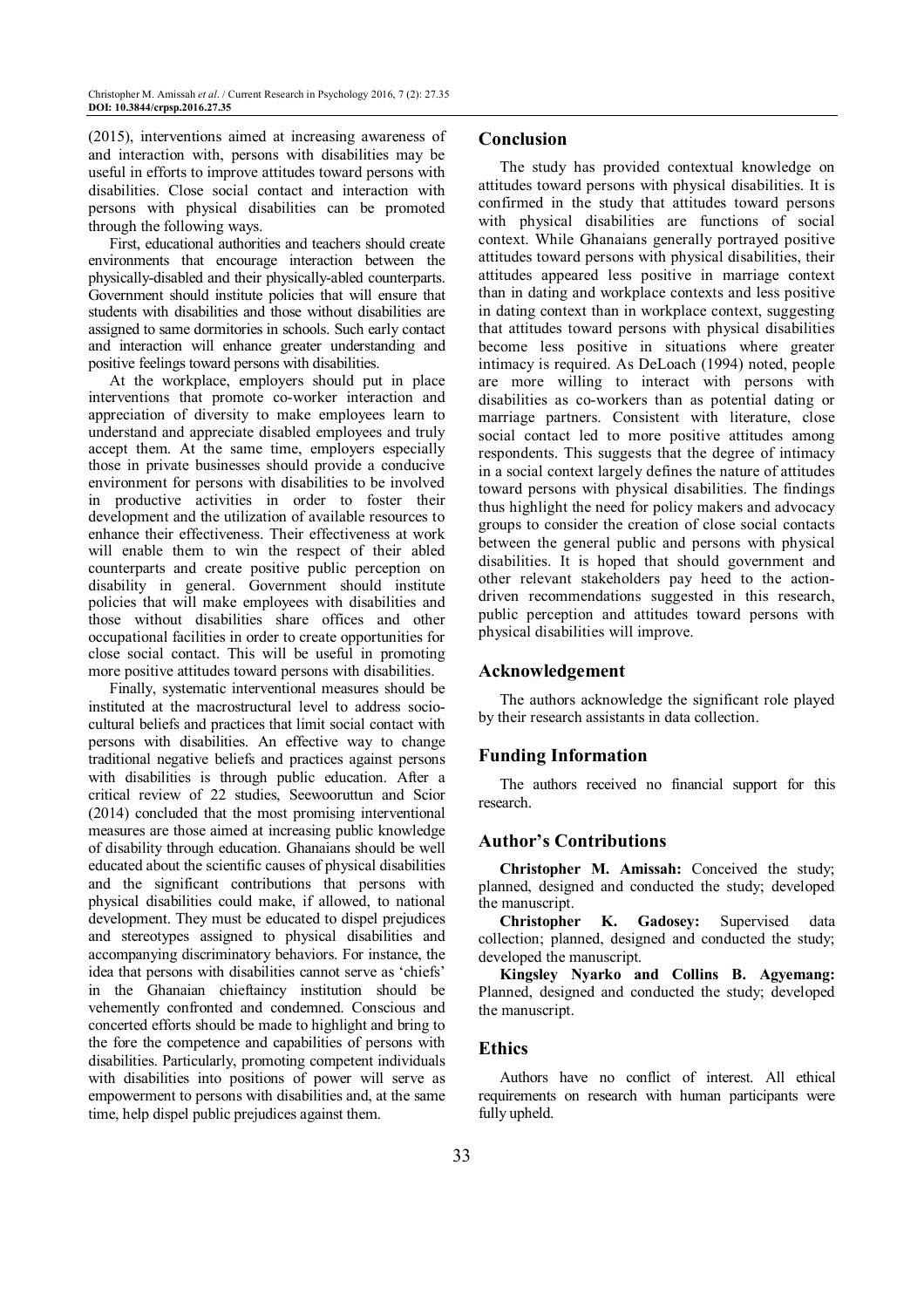(2015), interventions aimed at increasing awareness of and interaction with, persons with disabilities may be useful in efforts to improve attitudes toward persons with disabilities. Close social contact and interaction with persons with physical disabilities can be promoted through the following ways.

First, educational authorities and teachers should create environments that encourage interaction between the physically-disabled and their physically-abled counterparts. Government should institute policies that will ensure that students with disabilities and those without disabilities are assigned to same dormitories in schools. Such early contact and interaction will enhance greater understanding and positive feelings toward persons with disabilities.

At the workplace, employers should put in place interventions that promote co-worker interaction and appreciation of diversity to make employees learn to understand and appreciate disabled employees and truly accept them. At the same time, employers especially those in private businesses should provide a conducive environment for persons with disabilities to be involved in productive activities in order to foster their development and the utilization of available resources to enhance their effectiveness. Their effectiveness at work will enable them to win the respect of their abled counterparts and create positive public perception on disability in general. Government should institute policies that will make employees with disabilities and those without disabilities share offices and other occupational facilities in order to create opportunities for close social contact. This will be useful in promoting more positive attitudes toward persons with disabilities.

Finally, systematic interventional measures should be instituted at the macrostructural level to address socio-cultural beliefs and practices that limit social contact with persons with disabilities. An effective way to change traditional negative beliefs and practices against persons with disabilities is through public education. After a critical review of 22 studies, Seewooruttun and Scior (2014) concluded that the most promising interventional measures are those aimed at increasing public knowledge of disability through education. Ghanaians should be well educated about the scientific causes of physical disabilities and the significant contributions that persons with physical disabilities could make, if allowed, to national development. They must be educated to dispel prejudices and stereotypes assigned to physical disabilities and accompanying discriminatory behaviors. For instance, the idea that persons with disabilities cannot serve as 'chiefs' in the Ghanaian chieftaincy institution should be vehemently confronted and condemned. Conscious and concerted efforts should be made to highlight and bring to the fore the competence and capabilities of persons with disabilities. Particularly, promoting competent individuals with disabilities into positions of power will serve as empowerment to persons with disabilities and, at the same time, help dispel public prejudices against them.

## Conclusion

The study has provided contextual knowledge on attitudes toward persons with physical disabilities. It is confirmed in the study that attitudes toward persons with physical disabilities are functions of social context. While Ghanaians generally portrayed positive attitudes toward persons with physical disabilities, their attitudes appeared less positive in marriage context than in dating and workplace contexts and less positive in dating context than in workplace context, suggesting that attitudes toward persons with physical disabilities become less positive in situations where greater intimacy is required. As DeLoach (1994) noted, people are more willing to interact with persons with disabilities as co-workers than as potential dating or marriage partners. Consistent with literature, close social contact led to more positive attitudes among respondents. This suggests that the degree of intimacy in a social context largely defines the nature of attitudes toward persons with physical disabilities. The findings thus highlight the need for policy makers and advocacy groups to consider the creation of close social contacts between the general public and persons with physical disabilities. It is hoped that should government and other relevant stakeholders pay heed to the action-driven recommendations suggested in this research, public perception and attitudes toward persons with physical disabilities will improve.

## Acknowledgement

The authors acknowledge the significant role played by their research assistants in data collection.

## Funding Information

The authors received no financial support for this research.

## Author's Contributions

**Christopher M. Amissah:** Conceived the study; planned, designed and conducted the study; developed the manuscript.

**Christopher K. Gadosey:** Supervised data collection; planned, designed and conducted the study; developed the manuscript.

**Kingsley Nyarko and Collins B. Agyemang:** Planned, designed and conducted the study; developed the manuscript.

## Ethics

Authors have no conflict of interest. All ethical requirements on research with human participants were fully upheld.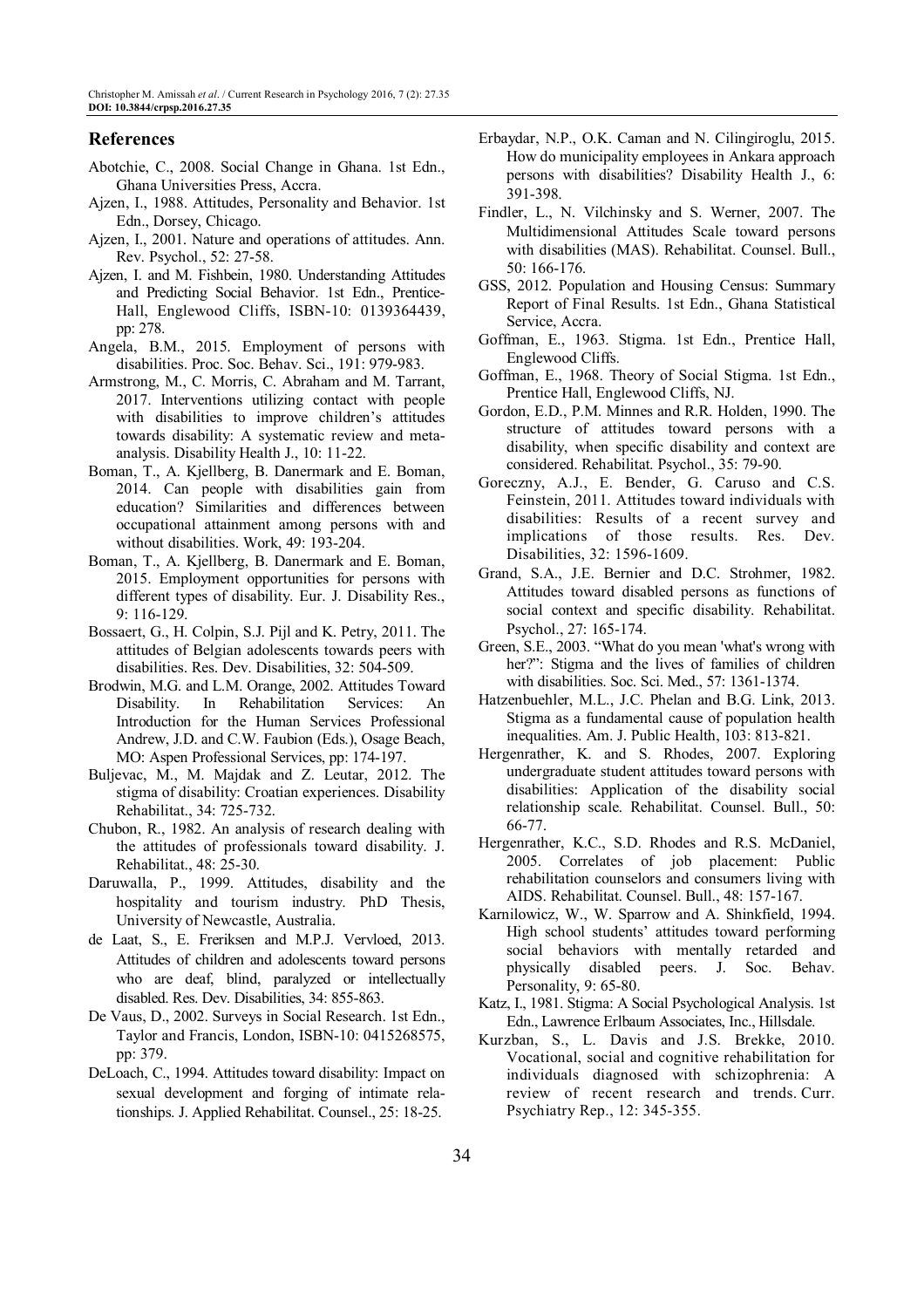## References

Abotchie, C., 2008. Social Change in Ghana. 1st Edn., Ghana Universities Press, Accra.

Ajzen, I., 1988. Attitudes, Personality and Behavior. 1st Edn., Dorsey, Chicago.

Ajzen, I., 2001. Nature and operations of attitudes. Ann. Rev. Psychol., 52: 27-58.

Ajzen, I. and M. Fishbein, 1980. Understanding Attitudes and Predicting Social Behavior. 1st Edn., Prentice-Hall, Englewood Cliffs, ISBN-10: 0139364439, pp: 278.

Angela, B.M., 2015. Employment of persons with disabilities. Proc. Soc. Behav. Sci., 191: 979-983.

Armstrong, M., C. Morris, C. Abraham and M. Tarrant, 2017. Interventions utilizing contact with people with disabilities to improve children's attitudes towards disability: A systematic review and meta-analysis. Disability Health J., 10: 11-22.

Boman, T., A. Kjellberg, B. Danermark and E. Boman, 2014. Can people with disabilities gain from education? Similarities and differences between occupational attainment among persons with and without disabilities. Work, 49: 193-204.

Boman, T., A. Kjellberg, B. Danermark and E. Boman, 2015. Employment opportunities for persons with different types of disability. Eur. J. Disability Res., 9: 116-129.

Bossaert, G., H. Colpin, S.J. Pijl and K. Petry, 2011. The attitudes of Belgian adolescents towards peers with disabilities. Res. Dev. Disabilities, 32: 504-509.

Brodwin, M.G. and L.M. Orange, 2002. Attitudes Toward Disability. In Rehabilitation Services: An Introduction for the Human Services Professional Andrew, J.D. and C.W. Faubion (Eds.), Osage Beach, MO: Aspen Professional Services, pp: 174-197.

Buljevac, M., M. Majdak and Z. Leutar, 2012. The stigma of disability: Croatian experiences. Disability Rehabilitat., 34: 725-732.

Chubon, R., 1982. An analysis of research dealing with the attitudes of professionals toward disability. J. Rehabilitat., 48: 25-30.

Daruwalla, P., 1999. Attitudes, disability and the hospitality and tourism industry. PhD Thesis, University of Newcastle, Australia.

de Laat, S., E. Freriksen and M.P.J. Vervloed, 2013. Attitudes of children and adolescents toward persons who are deaf, blind, paralyzed or intellectually disabled. Res. Dev. Disabilities, 34: 855-863.

De Vaus, D., 2002. Surveys in Social Research. 1st Edn., Taylor and Francis, London, ISBN-10: 0415268575, pp: 379.

DeLoach, C., 1994. Attitudes toward disability: Impact on sexual development and forging of intimate relationships. J. Applied Rehabilitat. Counsel., 25: 18-25.

Erbaydar, N.P., O.K. Caman and N. Cilingiroglu, 2015. How do municipality employees in Ankara approach persons with disabilities? Disability Health J., 6: 391-398.

Findler, L., N. Vilchinsky and S. Werner, 2007. The Multidimensional Attitudes Scale toward persons with disabilities (MAS). Rehabilitat. Counsel. Bull., 50: 166-176.

GSS, 2012. Population and Housing Census: Summary Report of Final Results. 1st Edn., Ghana Statistical Service, Accra.

Goffman, E., 1963. Stigma. 1st Edn., Prentice Hall, Englewood Cliffs.

Goffman, E., 1968. Theory of Social Stigma. 1st Edn., Prentice Hall, Englewood Cliffs, NJ.

Gordon, E.D., P.M. Minnes and R.R. Holden, 1990. The structure of attitudes toward persons with a disability, when specific disability and context are considered. Rehabilitat. Psychol., 35: 79-90.

Goreczny, A.J., E. Bender, G. Caruso and C.S. Feinstein, 2011. Attitudes toward individuals with disabilities: Results of a recent survey and implications of those results. Res. Dev. Disabilities, 32: 1596-1609.

Grand, S.A., J.E. Bernier and D.C. Strohmer, 1982. Attitudes toward disabled persons as functions of social context and specific disability. Rehabilitat. Psychol., 27: 165-174.

Green, S.E., 2003. "What do you mean 'what's wrong with her?": Stigma and the lives of families of children with disabilities. Soc. Sci. Med., 57: 1361-1374.

Hatzenbuehler, M.L., J.C. Phelan and B.G. Link, 2013. Stigma as a fundamental cause of population health inequalities. Am. J. Public Health, 103: 813-821.

Hergenrather, K. and S. Rhodes, 2007. Exploring undergraduate student attitudes toward persons with disabilities: Application of the disability social relationship scale. Rehabilitat. Counsel. Bull., 50: 66-77.

Hergenrather, K.C., S.D. Rhodes and R.S. McDaniel, 2005. Correlates of job placement: Public rehabilitation counselors and consumers living with AIDS. Rehabilitat. Counsel. Bull., 48: 157-167.

Karnilowicz, W., W. Sparrow and A. Shinkfield, 1994. High school students' attitudes toward performing social behaviors with mentally retarded and physically disabled peers. J. Soc. Behav. Personality, 9: 65-80.

Katz, I., 1981. Stigma: A Social Psychological Analysis. 1st Edn., Lawrence Erlbaum Associates, Inc., Hillsdale.

Kurzban, S., L. Davis and J.S. Brekke, 2010. Vocational, social and cognitive rehabilitation for individuals diagnosed with schizophrenia: A review of recent research and trends. Curr. Psychiatry Rep., 12: 345-355.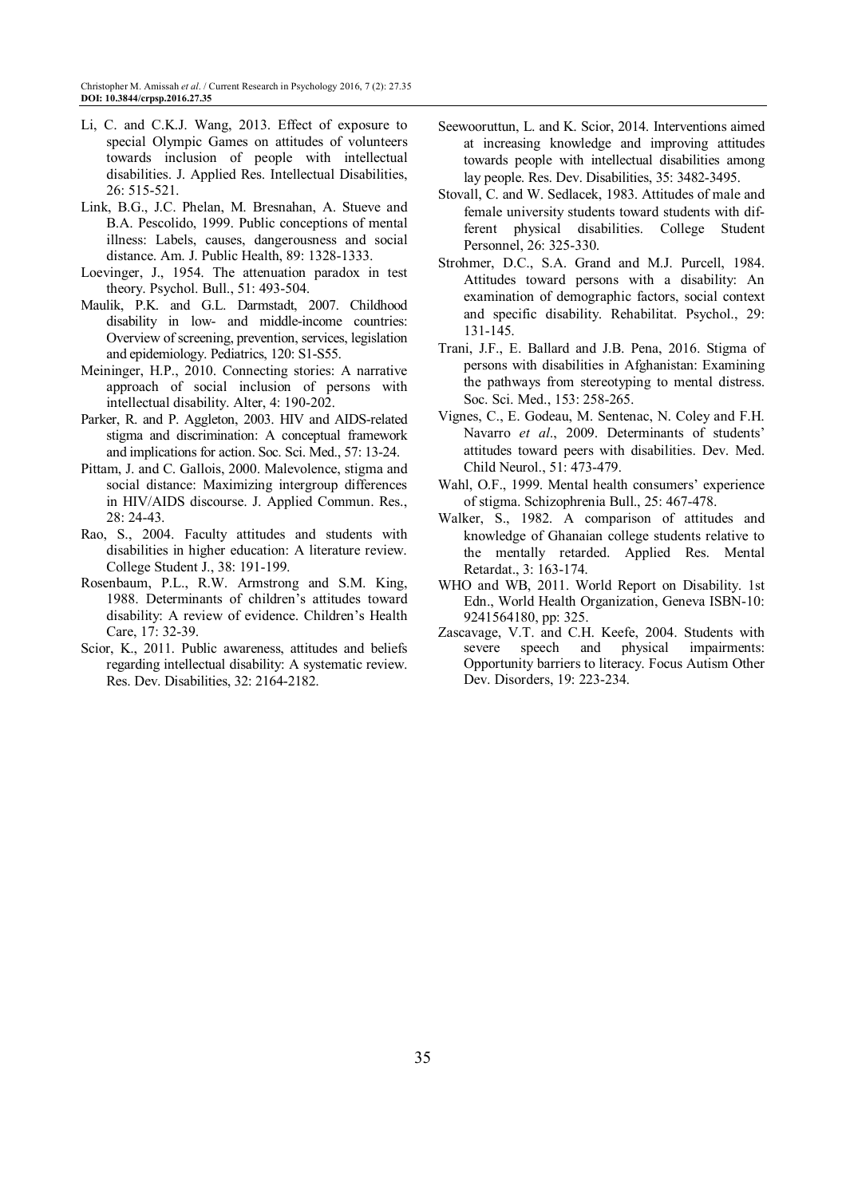Li, C. and C.K.J. Wang, 2013. Effect of exposure to special Olympic Games on attitudes of volunteers towards inclusion of people with intellectual disabilities. J. Applied Res. Intellectual Disabilities, 26: 515-521.

Link, B.G., J.C. Phelan, M. Bresnahan, A. Stueve and B.A. Pescolido, 1999. Public conceptions of mental illness: Labels, causes, dangerousness and social distance. Am. J. Public Health, 89: 1328-1333.

Loevinger, J., 1954. The attenuation paradox in test theory. Psychol. Bull., 51: 493-504.

Maulik, P.K. and G.L. Darmstadt, 2007. Childhood disability in low- and middle-income countries: Overview of screening, prevention, services, legislation and epidemiology. Pediatrics, 120: S1-S55.

Meininger, H.P., 2010. Connecting stories: A narrative approach of social inclusion of persons with intellectual disability. Alter, 4: 190-202.

Parker, R. and P. Aggleton, 2003. HIV and AIDS-related stigma and discrimination: A conceptual framework and implications for action. Soc. Sci. Med., 57: 13-24.

Pittam, J. and C. Gallois, 2000. Malevolence, stigma and social distance: Maximizing intergroup differences in HIV/AIDS discourse. J. Applied Commun. Res., 28: 24-43.

Rao, S., 2004. Faculty attitudes and students with disabilities in higher education: A literature review. College Student J., 38: 191-199.

Rosenbaum, P.L., R.W. Armstrong and S.M. King, 1988. Determinants of children's attitudes toward disability: A review of evidence. Children's Health Care, 17: 32-39.

Scior, K., 2011. Public awareness, attitudes and beliefs regarding intellectual disability: A systematic review. Res. Dev. Disabilities, 32: 2164-2182.

Seewooruttun, L. and K. Scior, 2014. Interventions aimed at increasing knowledge and improving attitudes towards people with intellectual disabilities among lay people. Res. Dev. Disabilities, 35: 3482-3495.

Stovall, C. and W. Sedlacek, 1983. Attitudes of male and female university students toward students with different physical disabilities. College Student Personnel, 26: 325-330.

Strohmer, D.C., S.A. Grand and M.J. Purcell, 1984. Attitudes toward persons with a disability: An examination of demographic factors, social context and specific disability. Rehabilitat. Psychol., 29: 131-145.

Trani, J.F., E. Ballard and J.B. Pena, 2016. Stigma of persons with disabilities in Afghanistan: Examining the pathways from stereotyping to mental distress. Soc. Sci. Med., 153: 258-265.

Vignes, C., E. Godeau, M. Sentenac, N. Coley and F.H. Navarro *et al*., 2009. Determinants of students' attitudes toward peers with disabilities. Dev. Med. Child Neurol., 51: 473-479.

Wahl, O.F., 1999. Mental health consumers' experience of stigma. Schizophrenia Bull., 25: 467-478.

Walker, S., 1982. A comparison of attitudes and knowledge of Ghanaian college students relative to the mentally retarded. Applied Res. Mental Retardat., 3: 163-174.

WHO and WB, 2011. World Report on Disability. 1st Edn., World Health Organization, Geneva ISBN-10: 9241564180, pp: 325.

Zascavage, V.T. and C.H. Keefe, 2004. Students with severe speech and physical impairments: Opportunity barriers to literacy. Focus Autism Other Dev. Disorders, 19: 223-234.